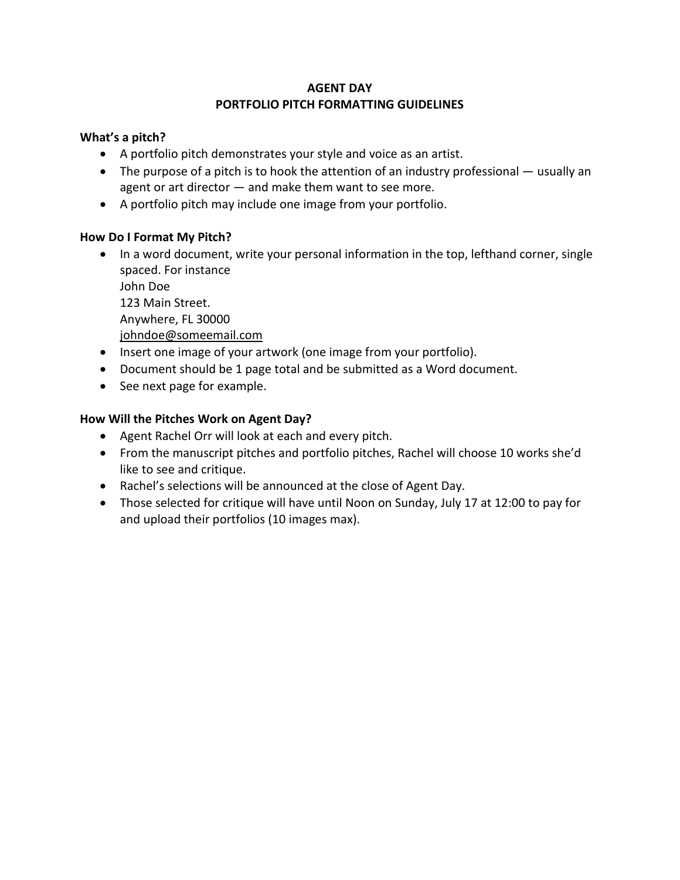# AGENT DAY
## PORTFOLIO PITCH FORMATTING GUIDELINES

**What's a pitch?**

- A portfolio pitch demonstrates your style and voice as an artist.
- The purpose of a pitch is to hook the attention of an industry professional — usually an agent or art director — and make them want to see more.
- A portfolio pitch may include one image from your portfolio.

**How Do I Format My Pitch?**

- In a word document, write your personal information in the top, lefthand corner, single spaced. For instance
  John Doe
  123 Main Street.
  Anywhere, FL 30000
  johndoe@someemail.com
- Insert one image of your artwork (one image from your portfolio).
- Document should be 1 page total and be submitted as a Word document.
- See next page for example.

**How Will the Pitches Work on Agent Day?**

- Agent Rachel Orr will look at each and every pitch.
- From the manuscript pitches and portfolio pitches, Rachel will choose 10 works she'd like to see and critique.
- Rachel's selections will be announced at the close of Agent Day.
- Those selected for critique will have until Noon on Sunday, July 17 at 12:00 to pay for and upload their portfolios (10 images max).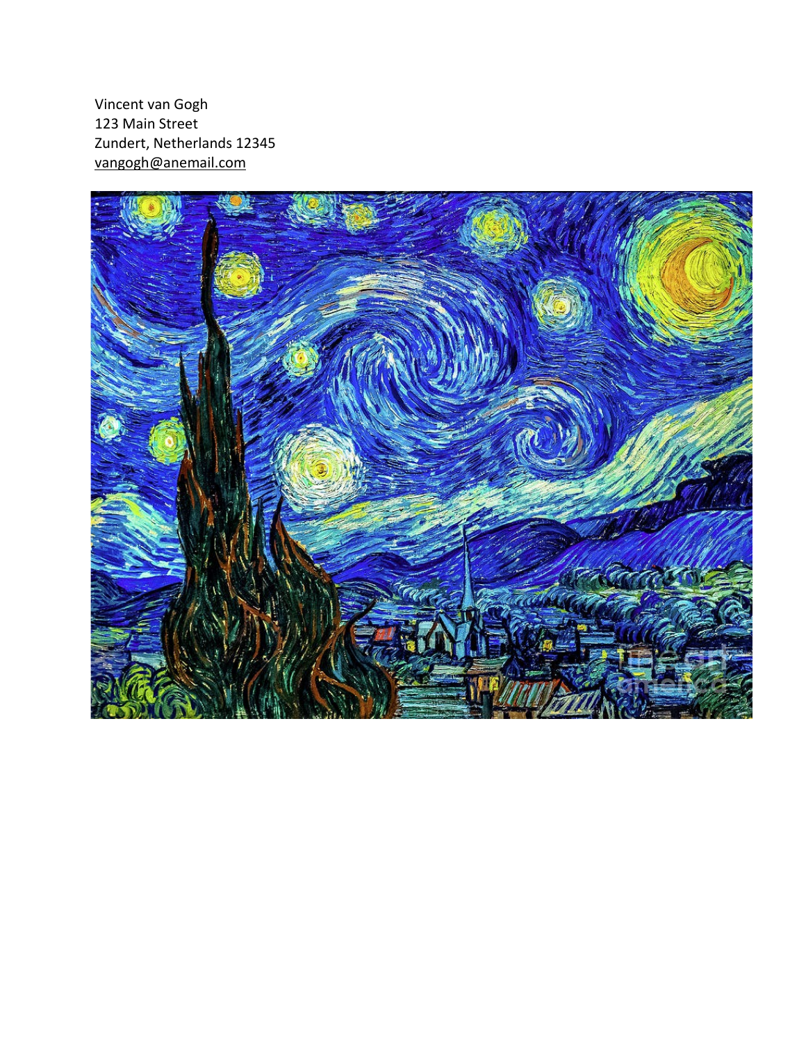Vincent van Gogh
123 Main Street
Zundert, Netherlands 12345
vangogh@anemail.com